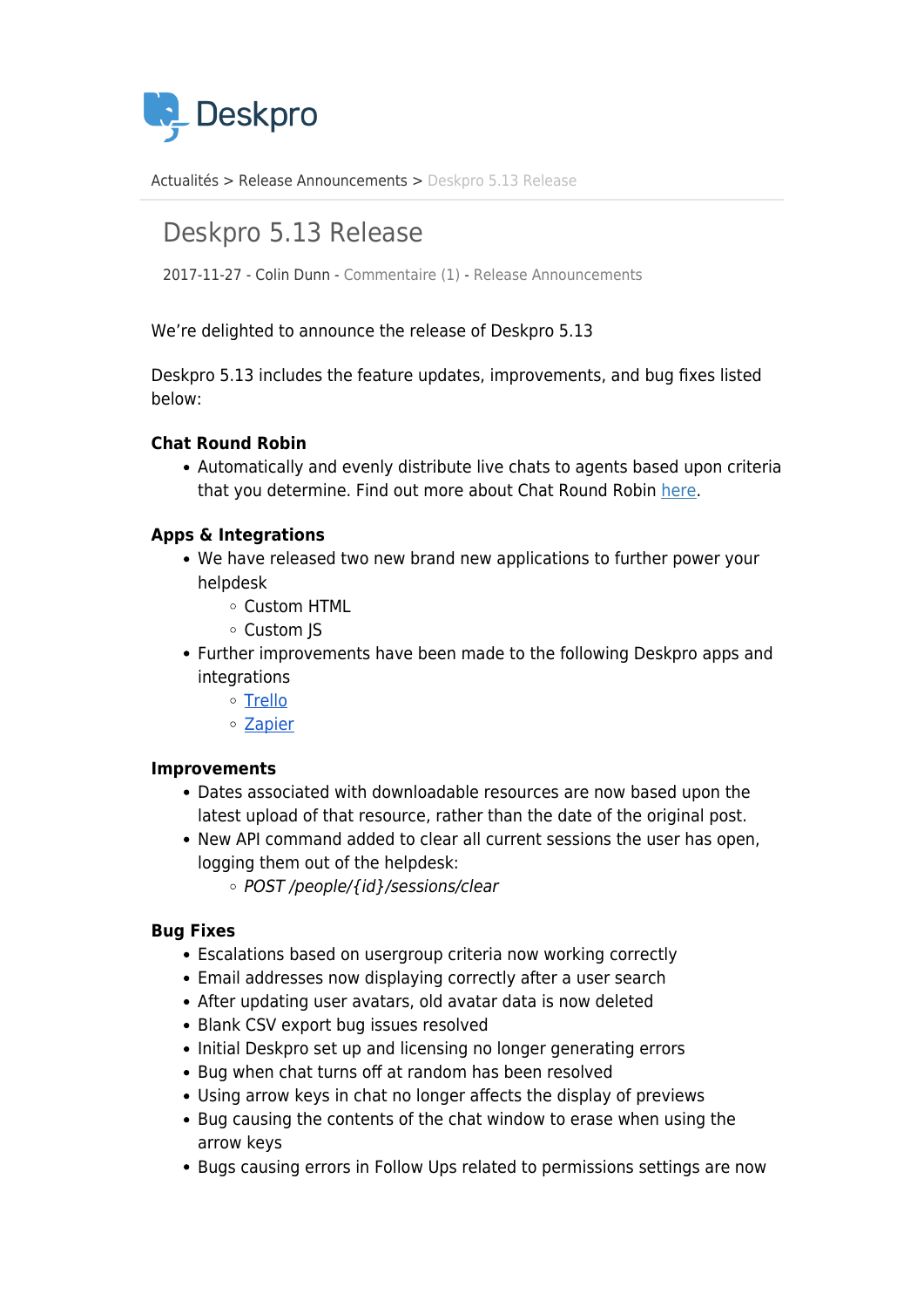Deskpro

Actualités > Release Announcements > Deskpro 5.13 Release

# Deskpro 5.13 Release

2017-11-27 - Colin Dunn - Commentaire (1) - Release Announcements

We're delighted to announce the release of Deskpro 5.13

Deskpro 5.13 includes the feature updates, improvements, and bug fixes listed below:

**Chat Round Robin**

- Automatically and evenly distribute live chats to agents based upon criteria that you determine. Find out more about Chat Round Robin here.

**Apps & Integrations**

- We have released two new brand new applications to further power your helpdesk
  - Custom HTML
  - Custom JS
- Further improvements have been made to the following Deskpro apps and integrations
  - Trello
  - Zapier

**Improvements**

- Dates associated with downloadable resources are now based upon the latest upload of that resource, rather than the date of the original post.
- New API command added to clear all current sessions the user has open, logging them out of the helpdesk:
  - *POST /people/{id}/sessions/clear*

**Bug Fixes**

- Escalations based on usergroup criteria now working correctly
- Email addresses now displaying correctly after a user search
- After updating user avatars, old avatar data is now deleted
- Blank CSV export bug issues resolved
- Initial Deskpro set up and licensing no longer generating errors
- Bug when chat turns off at random has been resolved
- Using arrow keys in chat no longer affects the display of previews
- Bug causing the contents of the chat window to erase when using the arrow keys
- Bugs causing errors in Follow Ups related to permissions settings are now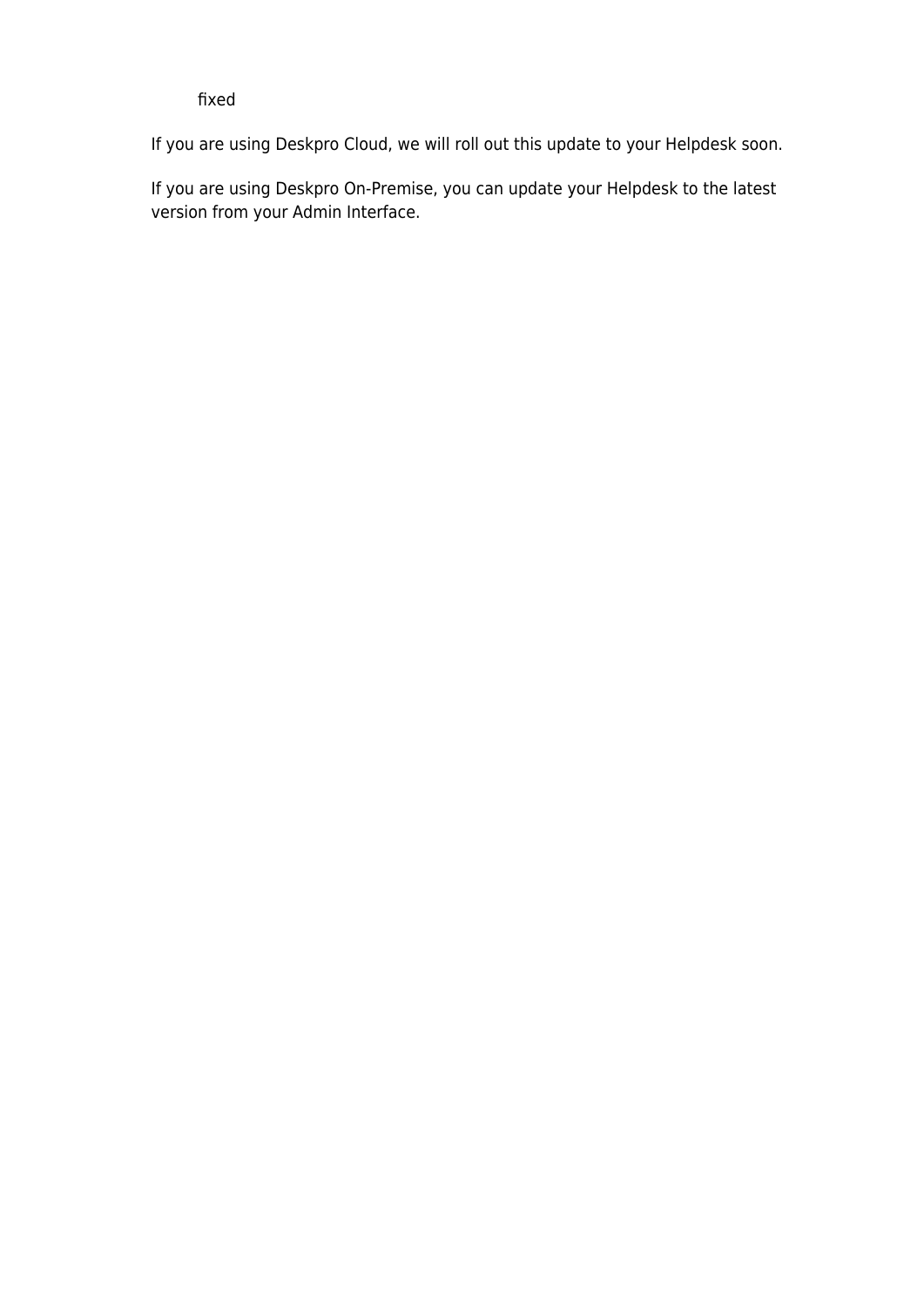fixed

If you are using Deskpro Cloud, we will roll out this update to your Helpdesk soon.

If you are using Deskpro On-Premise, you can update your Helpdesk to the latest version from your Admin Interface.